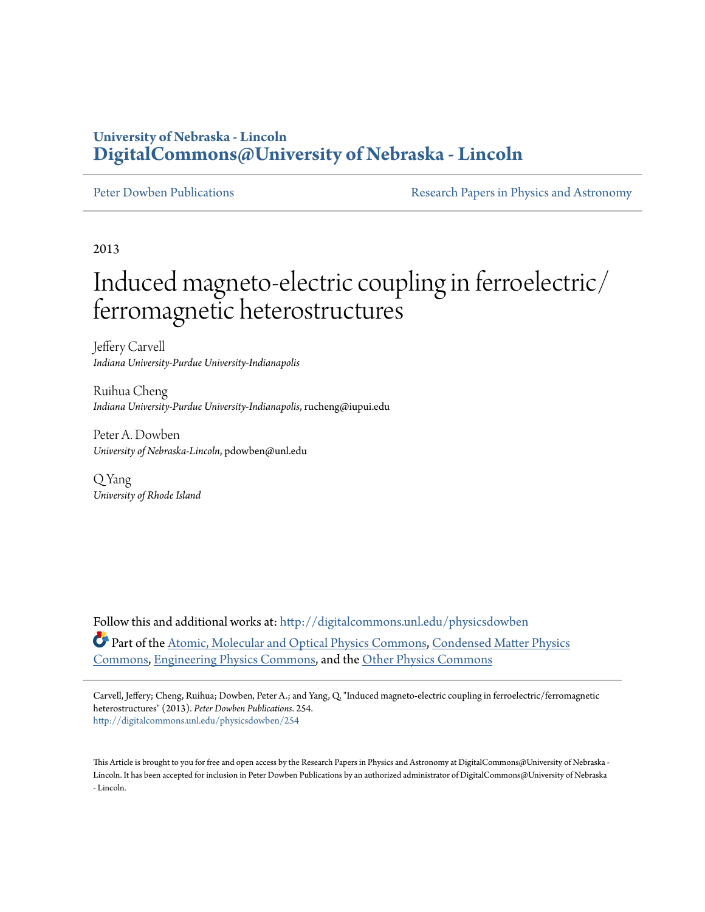University of Nebraska - Lincoln
**DigitalCommons@University of Nebraska - Lincoln**

Peter Dowben Publications | Research Papers in Physics and Astronomy

2013

# Induced magneto-electric coupling in ferroelectric/ferromagnetic heterostructures

Jeffery Carvell
*Indiana University-Purdue University-Indianapolis*

Ruihua Cheng
*Indiana University-Purdue University-Indianapolis*, rucheng@iupui.edu

Peter A. Dowben
*University of Nebraska-Lincoln*, pdowben@unl.edu

Q Yang
*University of Rhode Island*

Follow this and additional works at: http://digitalcommons.unl.edu/physicsdowben

Part of the Atomic, Molecular and Optical Physics Commons, Condensed Matter Physics Commons, Engineering Physics Commons, and the Other Physics Commons

Carvell, Jeffery; Cheng, Ruihua; Dowben, Peter A.; and Yang, Q., "Induced magneto-electric coupling in ferroelectric/ferromagnetic heterostructures" (2013). *Peter Dowben Publications*. 254.
http://digitalcommons.unl.edu/physicsdowben/254

This Article is brought to you for free and open access by the Research Papers in Physics and Astronomy at DigitalCommons@University of Nebraska - Lincoln. It has been accepted for inclusion in Peter Dowben Publications by an authorized administrator of DigitalCommons@University of Nebraska - Lincoln.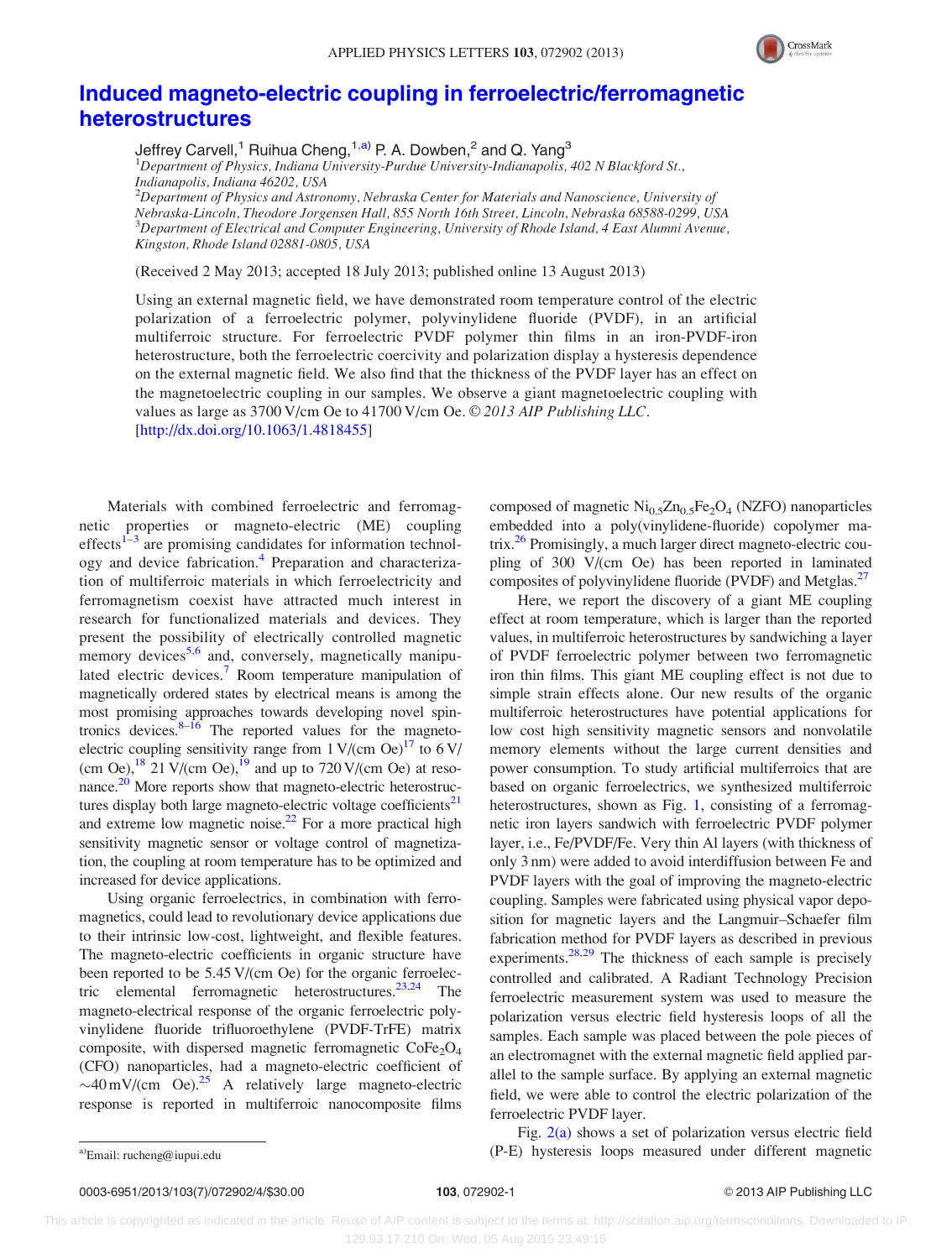# Induced magneto-electric coupling in ferroelectric/ferromagnetic heterostructures

Jeffrey Carvell,[1] Ruihua Cheng,[1,a)] P. A. Dowben,[2] and Q. Yang[3]

[1]Department of Physics, Indiana University-Purdue University-Indianapolis, 402 N Blackford St., Indianapolis, Indiana 46202, USA

[2]Department of Physics and Astronomy, Nebraska Center for Materials and Nanoscience, University of Nebraska-Lincoln, Theodore Jorgensen Hall, 855 North 16th Street, Lincoln, Nebraska 68588-0299, USA

[3]Department of Electrical and Computer Engineering, University of Rhode Island, 4 East Alumni Avenue, Kingston, Rhode Island 02881-0805, USA

(Received 2 May 2013; accepted 18 July 2013; published online 13 August 2013)

Using an external magnetic field, we have demonstrated room temperature control of the electric polarization of a ferroelectric polymer, polyvinylidene fluoride (PVDF), in an artificial multiferroic structure. For ferroelectric PVDF polymer thin films in an iron-PVDF-iron heterostructure, both the ferroelectric coercivity and polarization display a hysteresis dependence on the external magnetic field. We also find that the thickness of the PVDF layer has an effect on the magnetoelectric coupling in our samples. We observe a giant magnetoelectric coupling with values as large as 3700 V/cm Oe to 41700 V/cm Oe. © *2013 AIP Publishing LLC*. [http://dx.doi.org/10.1063/1.4818455]

Materials with combined ferroelectric and ferromagnetic properties or magneto-electric (ME) coupling effects[1–3] are promising candidates for information technology and device fabrication.[4] Preparation and characterization of multiferroic materials in which ferroelectricity and ferromagnetism coexist have attracted much interest in research for functionalized materials and devices. They present the possibility of electrically controlled magnetic memory devices[5,6] and, conversely, magnetically manipulated electric devices.[7] Room temperature manipulation of magnetically ordered states by electrical means is among the most promising approaches towards developing novel spintronics devices.[8–16] The reported values for the magneto-electric coupling sensitivity range from 1 V/(cm Oe)[17] to 6 V/(cm Oe),[18] 21 V/(cm Oe),[19] and up to 720 V/(cm Oe) at resonance.[20] More reports show that magneto-electric heterostructures display both large magneto-electric voltage coefficients[21] and extreme low magnetic noise.[22] For a more practical high sensitivity magnetic sensor or voltage control of magnetization, the coupling at room temperature has to be optimized and increased for device applications.

Using organic ferroelectrics, in combination with ferromagnetics, could lead to revolutionary device applications due to their intrinsic low-cost, lightweight, and flexible features. The magneto-electric coefficients in organic structure have been reported to be 5.45 V/(cm Oe) for the organic ferroelectric elemental ferromagnetic heterostructures.[23,24] The magneto-electrical response of the organic ferroelectric polyvinylidene fluoride trifluoroethylene (PVDF-TrFE) matrix composite, with dispersed magnetic ferromagnetic $CoFe_2O_4$ (CFO) nanoparticles, had a magneto-electric coefficient of ~40 mV/(cm Oe).[25] A relatively large magneto-electric response is reported in multiferroic nanocomposite films composed of magnetic $Ni_{0.5}Zn_{0.5}Fe_2O_4$ (NZFO) nanoparticles embedded into a poly(vinylidene-fluoride) copolymer matrix.[26] Promisingly, a much larger direct magneto-electric coupling of 300 V/(cm Oe) has been reported in laminated composites of polyvinylidene fluoride (PVDF) and Metglas.[27]

Here, we report the discovery of a giant ME coupling effect at room temperature, which is larger than the reported values, in multiferroic heterostructures by sandwiching a layer of PVDF ferroelectric polymer between two ferromagnetic iron thin films. This giant ME coupling effect is not due to simple strain effects alone. Our new results of the organic multiferroic heterostructures have potential applications for low cost high sensitivity magnetic sensors and nonvolatile memory elements without the large current densities and power consumption. To study artificial multiferroics that are based on organic ferroelectrics, we synthesized multiferroic heterostructures, shown as Fig. 1, consisting of a ferromagnetic iron layers sandwich with ferroelectric PVDF polymer layer, i.e., Fe/PVDF/Fe. Very thin Al layers (with thickness of only 3 nm) were added to avoid interdiffusion between Fe and PVDF layers with the goal of improving the magneto-electric coupling. Samples were fabricated using physical vapor deposition for magnetic layers and the Langmuir–Schaefer film fabrication method for PVDF layers as described in previous experiments.[28,29] The thickness of each sample is precisely controlled and calibrated. A Radiant Technology Precision ferroelectric measurement system was used to measure the polarization versus electric field hysteresis loops of all the samples. Each sample was placed between the pole pieces of an electromagnet with the external magnetic field applied parallel to the sample surface. By applying an external magnetic field, we were able to control the electric polarization of the ferroelectric PVDF layer.

Fig. 2(a) shows a set of polarization versus electric field (P-E) hysteresis loops measured under different magnetic

a)Email: rucheng@iupui.edu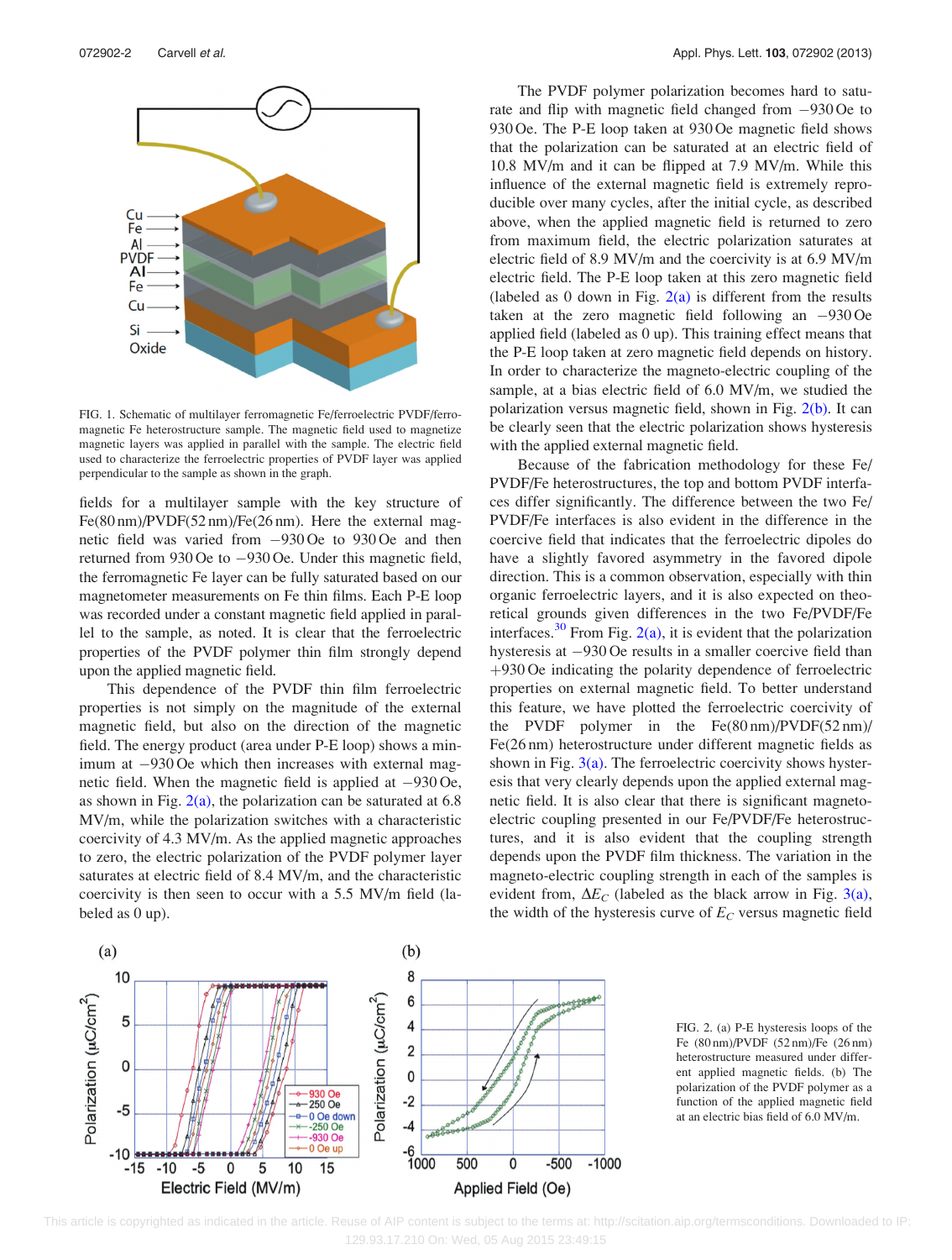FIG. 1. Schematic of multilayer ferromagnetic Fe/ferroelectric PVDF/ferromagnetic Fe heterostructure sample. The magnetic field used to magnetize magnetic layers was applied in parallel with the sample. The electric field used to characterize the ferroelectric properties of PVDF layer was applied perpendicular to the sample as shown in the graph.

fields for a multilayer sample with the key structure of Fe(80 nm)/PVDF(52 nm)/Fe(26 nm). Here the external magnetic field was varied from −930 Oe to 930 Oe and then returned from 930 Oe to −930 Oe. Under this magnetic field, the ferromagnetic Fe layer can be fully saturated based on our magnetometer measurements on Fe thin films. Each P-E loop was recorded under a constant magnetic field applied in parallel to the sample, as noted. It is clear that the ferroelectric properties of the PVDF polymer thin film strongly depend upon the applied magnetic field.

This dependence of the PVDF thin film ferroelectric properties is not simply on the magnitude of the external magnetic field, but also on the direction of the magnetic field. The energy product (area under P-E loop) shows a minimum at −930 Oe which then increases with external magnetic field. When the magnetic field is applied at −930 Oe, as shown in Fig. 2(a), the polarization can be saturated at 6.8 MV/m, while the polarization switches with a characteristic coercivity of 4.3 MV/m. As the applied magnetic approaches to zero, the electric polarization of the PVDF polymer layer saturates at electric field of 8.4 MV/m, and the characteristic coercivity is then seen to occur with a 5.5 MV/m field (labeled as 0 up).

The PVDF polymer polarization becomes hard to saturate and flip with magnetic field changed from −930 Oe to 930 Oe. The P-E loop taken at 930 Oe magnetic field shows that the polarization can be saturated at an electric field of 10.8 MV/m and it can be flipped at 7.9 MV/m. While this influence of the external magnetic field is extremely reproducible over many cycles, after the initial cycle, as described above, when the applied magnetic field is returned to zero from maximum field, the electric polarization saturates at electric field of 8.9 MV/m and the coercivity is at 6.9 MV/m electric field. The P-E loop taken at this zero magnetic field (labeled as 0 down in Fig. 2(a) is different from the results taken at the zero magnetic field following an −930 Oe applied field (labeled as 0 up). This training effect means that the P-E loop taken at zero magnetic field depends on history. In order to characterize the magneto-electric coupling of the sample, at a bias electric field of 6.0 MV/m, we studied the polarization versus magnetic field, shown in Fig. 2(b). It can be clearly seen that the electric polarization shows hysteresis with the applied external magnetic field.

Because of the fabrication methodology for these Fe/PVDF/Fe heterostructures, the top and bottom PVDF interfaces differ significantly. The difference between the two Fe/PVDF/Fe interfaces is also evident in the difference in the coercive field that indicates that the ferroelectric dipoles do have a slightly favored asymmetry in the favored dipole direction. This is a common observation, especially with thin organic ferroelectric layers, and it is also expected on theoretical grounds given differences in the two Fe/PVDF/Fe interfaces.[30] From Fig. 2(a), it is evident that the polarization hysteresis at −930 Oe results in a smaller coercive field than +930 Oe indicating the polarity dependence of ferroelectric properties on external magnetic field. To better understand this feature, we have plotted the ferroelectric coercivity of the PVDF polymer in the Fe(80 nm)/PVDF(52 nm)/Fe(26 nm) heterostructure under different magnetic fields as shown in Fig. 3(a). The ferroelectric coercivity shows hysteresis that very clearly depends upon the applied external magnetic field. It is also clear that there is significant magneto-electric coupling presented in our Fe/PVDF/Fe heterostructures, and it is also evident that the coupling strength depends upon the PVDF film thickness. The variation in the magneto-electric coupling strength in each of the samples is evident from, $\Delta E_C$ (labeled as the black arrow in Fig. 3(a), the width of the hysteresis curve of $E_C$ versus magnetic field

FIG. 2. (a) P-E hysteresis loops of the Fe (80 nm)/PVDF (52 nm)/Fe (26 nm) heterostructure measured under different applied magnetic fields. (b) The polarization of the PVDF polymer as a function of the applied magnetic field at an electric bias field of 6.0 MV/m.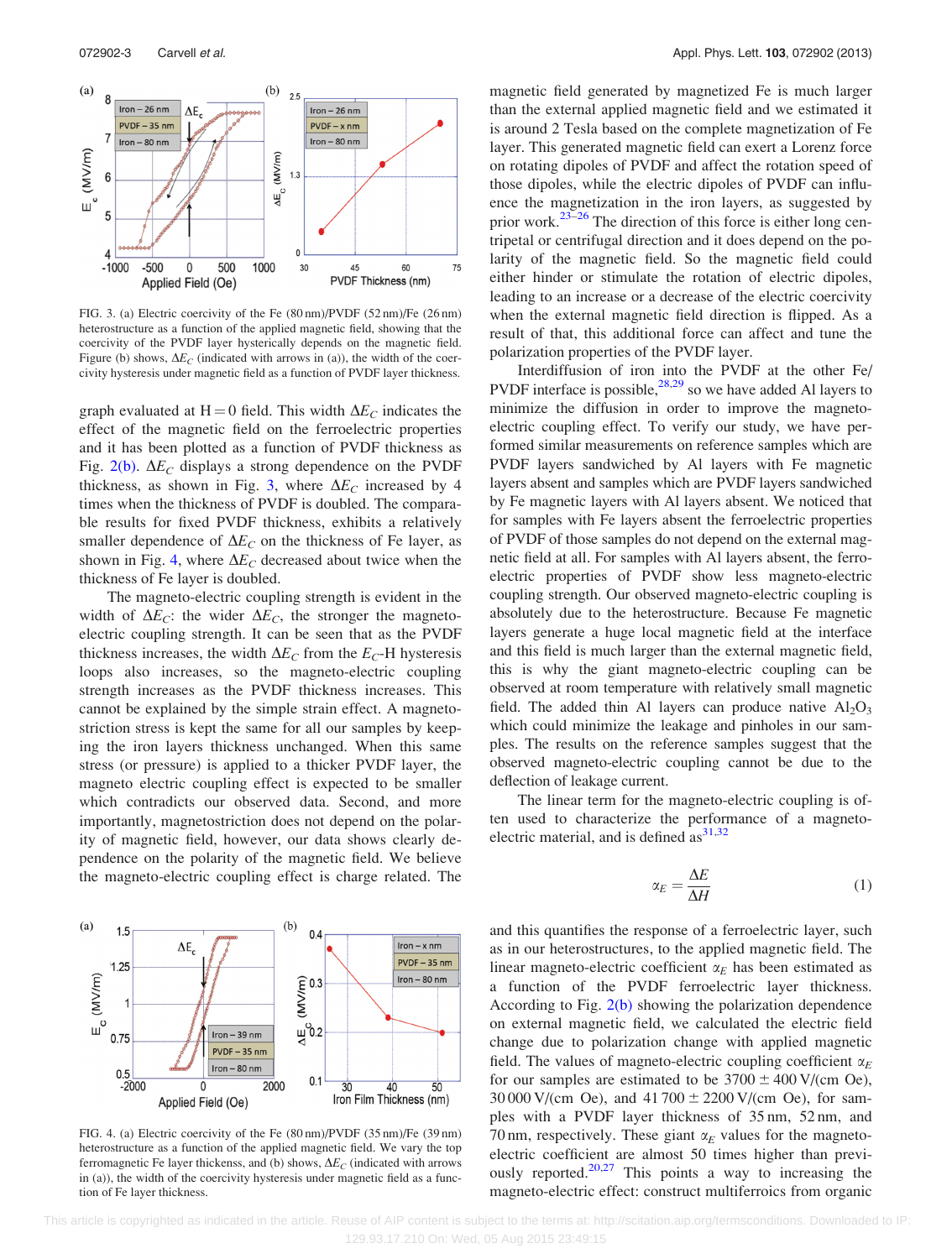FIG. 3. (a) Electric coercivity of the Fe (80 nm)/PVDF (52 nm)/Fe (26 nm) heterostructure as a function of the applied magnetic field, showing that the coercivity of the PVDF layer hysterically depends on the magnetic field. Figure (b) shows, $\Delta E_C$ (indicated with arrows in (a)), the width of the coercivity hysteresis under magnetic field as a function of PVDF layer thickness.

graph evaluated at H = 0 field. This width $\Delta E_C$ indicates the effect of the magnetic field on the ferroelectric properties and it has been plotted as a function of PVDF thickness as Fig. 2(b). $\Delta E_C$ displays a strong dependence on the PVDF thickness, as shown in Fig. 3, where $\Delta E_C$ increased by 4 times when the thickness of PVDF is doubled. The comparable results for fixed PVDF thickness, exhibits a relatively smaller dependence of $\Delta E_C$ on the thickness of Fe layer, as shown in Fig. 4, where $\Delta E_C$ decreased about twice when the thickness of Fe layer is doubled.

The magneto-electric coupling strength is evident in the width of $\Delta E_C$: the wider $\Delta E_C$, the stronger the magneto-electric coupling strength. It can be seen that as the PVDF thickness increases, the width $\Delta E_C$ from the $E_C$–H hysteresis loops also increases, so the magneto-electric coupling strength increases as the PVDF thickness increases. This cannot be explained by the simple strain effect. A magnetostriction stress is kept the same for all our samples by keeping the iron layers thickness unchanged. When this same stress (or pressure) is applied to a thicker PVDF layer, the magneto electric coupling effect is expected to be smaller which contradicts our observed data. Second, and more importantly, magnetostriction does not depend on the polarity of magnetic field, however, our data shows clearly dependence on the polarity of the magnetic field. We believe the magneto-electric coupling effect is charge related. The magnetic field generated by magnetized Fe is much larger than the external applied magnetic field and we estimated it is around 2 Tesla based on the complete magnetization of Fe layer. This generated magnetic field can exert a Lorenz force on rotating dipoles of PVDF and affect the rotation speed of those dipoles, while the electric dipoles of PVDF can influence the magnetization in the iron layers, as suggested by prior work.[23–26] The direction of this force is either long centripetal or centrifugal direction and it does depend on the polarity of the magnetic field. So the magnetic field could either hinder or stimulate the rotation of electric dipoles, leading to an increase or a decrease of the electric coercivity when the external magnetic field direction is flipped. As a result of that, this additional force can affect and tune the polarization properties of the PVDF layer.

Interdiffusion of iron into the PVDF at the other Fe/PVDF interface is possible,[28,29] so we have added Al layers to minimize the diffusion in order to improve the magneto-electric coupling effect. To verify our study, we have performed similar measurements on reference samples which are PVDF layers sandwiched by Al layers with Fe magnetic layers absent and samples which are PVDF layers sandwiched by Fe magnetic layers with Al layers absent. We noticed that for samples with Fe layers absent the ferroelectric properties of PVDF of those samples do not depend on the external magnetic field at all. For samples with Al layers absent, the ferroelectric properties of PVDF show less magneto-electric coupling strength. Our observed magneto-electric coupling is absolutely due to the heterostructure. Because Fe magnetic layers generate a huge local magnetic field at the interface and this field is much larger than the external magnetic field, this is why the giant magneto-electric coupling can be observed at room temperature with relatively small magnetic field. The added thin Al layers can produce native $Al_2O_3$ which could minimize the leakage and pinholes in our samples. The results on the reference samples suggest that the observed magneto-electric coupling cannot be due to the deflection of leakage current.

The linear term for the magneto-electric coupling is often used to characterize the performance of a magneto-electric material, and is defined as[31,32]

$$\alpha_E = \frac{\Delta E}{\Delta H} \tag{1}$$

and this quantifies the response of a ferroelectric layer, such as in our heterostructures, to the applied magnetic field. The linear magneto-electric coefficient $\alpha_E$ has been estimated as a function of the PVDF ferroelectric layer thickness. According to Fig. 2(b) showing the polarization dependence on external magnetic field, we calculated the electric field change due to polarization change with applied magnetic field. The values of magneto-electric coupling coefficient $\alpha_E$ for our samples are estimated to be 3700 ± 400 V/(cm Oe), 30 000 V/(cm Oe), and 41 700 ± 2200 V/(cm Oe), for samples with a PVDF layer thickness of 35 nm, 52 nm, and 70 nm, respectively. These giant $\alpha_E$ values for the magneto-electric coefficient are almost 50 times higher than previously reported.[20,27] This points a way to increasing the magneto-electric effect: construct multiferroics from organic

FIG. 4. (a) Electric coercivity of the Fe (80 nm)/PVDF (35 nm)/Fe (39 nm) heterostructure as a function of the applied magnetic field. We vary the top ferromagnetic Fe layer thickenss, and (b) shows, $\Delta E_C$ (indicated with arrows in (a)), the width of the coercivity hysteresis under magnetic field as a function of Fe layer thickness.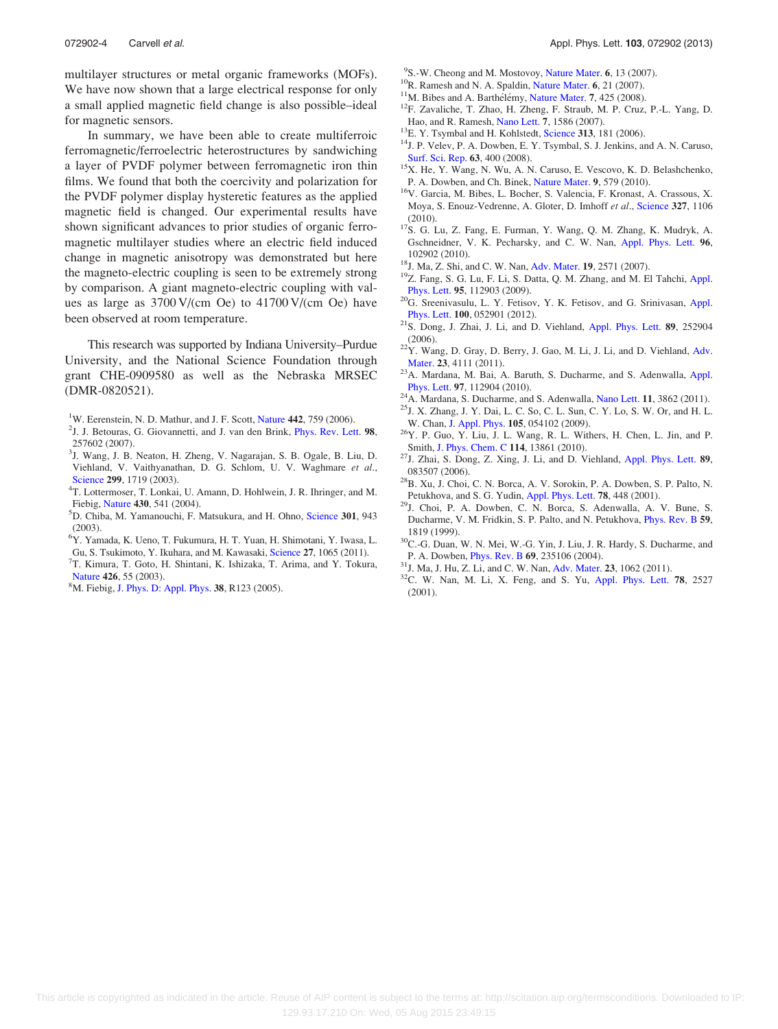multilayer structures or metal organic frameworks (MOFs). We have now shown that a large electrical response for only a small applied magnetic field change is also possible–ideal for magnetic sensors.

In summary, we have been able to create multiferroic ferromagnetic/ferroelectric heterostructures by sandwiching a layer of PVDF polymer between ferromagnetic iron thin films. We found that both the coercivity and polarization for the PVDF polymer display hysteretic features as the applied magnetic field is changed. Our experimental results have shown significant advances to prior studies of organic ferromagnetic multilayer studies where an electric field induced change in magnetic anisotropy was demonstrated but here the magneto-electric coupling is seen to be extremely strong by comparison. A giant magneto-electric coupling with values as large as 3700 V/(cm Oe) to 41700 V/(cm Oe) have been observed at room temperature.

This research was supported by Indiana University–Purdue University, and the National Science Foundation through grant CHE-0909580 as well as the Nebraska MRSEC (DMR-0820521).

[1] W. Eerenstein, N. D. Mathur, and J. F. Scott, Nature **442**, 759 (2006).
[2] J. J. Betouras, G. Giovannetti, and J. van den Brink, Phys. Rev. Lett. **98**, 257602 (2007).
[3] J. Wang, J. B. Neaton, H. Zheng, V. Nagarajan, S. B. Ogale, B. Liu, D. Viehland, V. Vaithyanathan, D. G. Schlom, U. V. Waghmare *et al.*, Science **299**, 1719 (2003).
[4] T. Lottermoser, T. Lonkai, U. Amann, D. Hohlwein, J. R. Ihringer, and M. Fiebig, Nature **430**, 541 (2004).
[5] D. Chiba, M. Yamanouchi, F. Matsukura, and H. Ohno, Science **301**, 943 (2003).
[6] Y. Yamada, K. Ueno, T. Fukumura, H. T. Yuan, H. Shimotani, Y. Iwasa, L. Gu, S. Tsukimoto, Y. Ikuhara, and M. Kawasaki, Science **27**, 1065 (2011).
[7] T. Kimura, T. Goto, H. Shintani, K. Ishizaka, T. Arima, and Y. Tokura, Nature **426**, 55 (2003).
[8] M. Fiebig, J. Phys. D: Appl. Phys. **38**, R123 (2005).
[9] S.-W. Cheong and M. Mostovoy, Nature Mater. **6**, 13 (2007).
[10] R. Ramesh and N. A. Spaldin, Nature Mater. **6**, 21 (2007).
[11] M. Bibes and A. Barthélémy, Nature Mater. **7**, 425 (2008).
[12] F. Zavaliche, T. Zhao, H. Zheng, F. Straub, M. P. Cruz, P.-L. Yang, D. Hao, and R. Ramesh, Nano Lett. **7**, 1586 (2007).
[13] E. Y. Tsymbal and H. Kohlstedt, Science **313**, 181 (2006).
[14] J. P. Velev, P. A. Dowben, E. Y. Tsymbal, S. J. Jenkins, and A. N. Caruso, Surf. Sci. Rep. **63**, 400 (2008).
[15] X. He, Y. Wang, N. Wu, A. N. Caruso, E. Vescovo, K. D. Belashchenko, P. A. Dowben, and Ch. Binek, Nature Mater. **9**, 579 (2010).
[16] V. Garcia, M. Bibes, L. Bocher, S. Valencia, F. Kronast, A. Crassous, X. Moya, S. Enouz-Vedrenne, A. Gloter, D. Imhoff *et al.*, Science **327**, 1106 (2010).
[17] S. G. Lu, Z. Fang, E. Furman, Y. Wang, Q. M. Zhang, K. Mudryk, A. Gschneidner, V. K. Pecharsky, and C. W. Nan, Appl. Phys. Lett. **96**, 102902 (2010).
[18] J. Ma, Z. Shi, and C. W. Nan, Adv. Mater. **19**, 2571 (2007).
[19] Z. Fang, S. G. Lu, F. Li, S. Datta, Q. M. Zhang, and M. El Tahchi, Appl. Phys. Lett. **95**, 112903 (2009).
[20] G. Sreenivasulu, L. Y. Fetisov, Y. K. Fetisov, and G. Srinivasan, Appl. Phys. Lett. **100**, 052901 (2012).
[21] S. Dong, J. Zhai, J. Li, and D. Viehland, Appl. Phys. Lett. **89**, 252904 (2006).
[22] Y. Wang, D. Gray, D. Berry, J. Gao, M. Li, J. Li, and D. Viehland, Adv. Mater. **23**, 4111 (2011).
[23] A. Mardana, M. Bai, A. Baruth, S. Ducharme, and S. Adenwalla, Appl. Phys. Lett. **97**, 112904 (2010).
[24] A. Mardana, S. Ducharme, and S. Adenwalla, Nano Lett. **11**, 3862 (2011).
[25] J. X. Zhang, J. Y. Dai, L. C. So, C. L. Sun, C. Y. Lo, S. W. Or, and H. L. W. Chan, J. Appl. Phys. **105**, 054102 (2009).
[26] Y. P. Guo, Y. Liu, J. L. Wang, R. L. Withers, H. Chen, L. Jin, and P. Smith, J. Phys. Chem. C **114**, 13861 (2010).
[27] J. Zhai, S. Dong, Z. Xing, J. Li, and D. Viehland, Appl. Phys. Lett. **89**, 083507 (2006).
[28] B. Xu, J. Choi, C. N. Borca, A. V. Sorokin, P. A. Dowben, S. P. Palto, N. Petukhova, and S. G. Yudin, Appl. Phys. Lett. **78**, 448 (2001).
[29] J. Choi, P. A. Dowben, C. N. Borca, S. Adenwalla, A. V. Bune, S. Ducharme, V. M. Fridkin, S. P. Palto, and N. Petukhova, Phys. Rev. B **59**, 1819 (1999).
[30] C.-G. Duan, W. N. Mei, W.-G. Yin, J. Liu, J. R. Hardy, S. Ducharme, and P. A. Dowben, Phys. Rev. B **69**, 235106 (2004).
[31] J. Ma, J. Hu, Z. Li, and C. W. Nan, Adv. Mater. **23**, 1062 (2011).
[32] C. W. Nan, M. Li, X. Feng, and S. Yu, Appl. Phys. Lett. **78**, 2527 (2001).